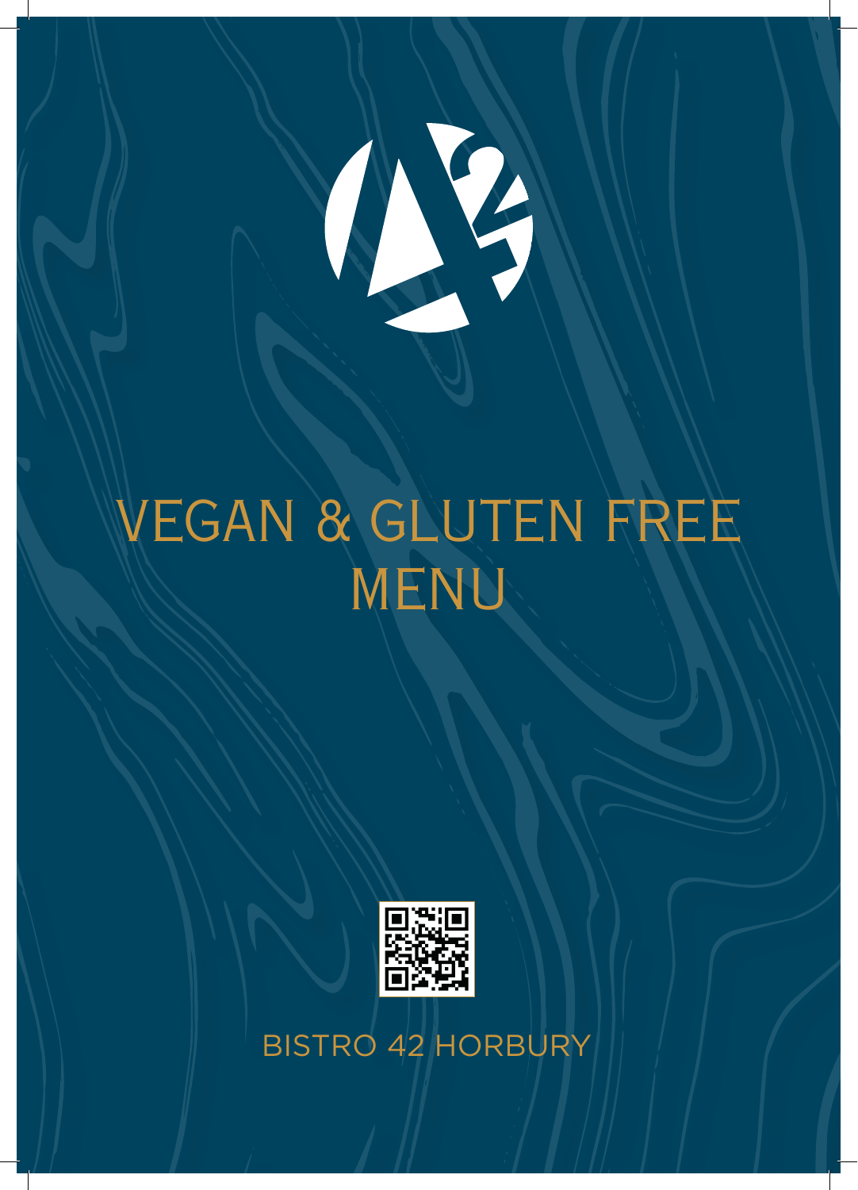# VEGAN & GLUTEN FREE MENU

BISTRO 42 HORBURY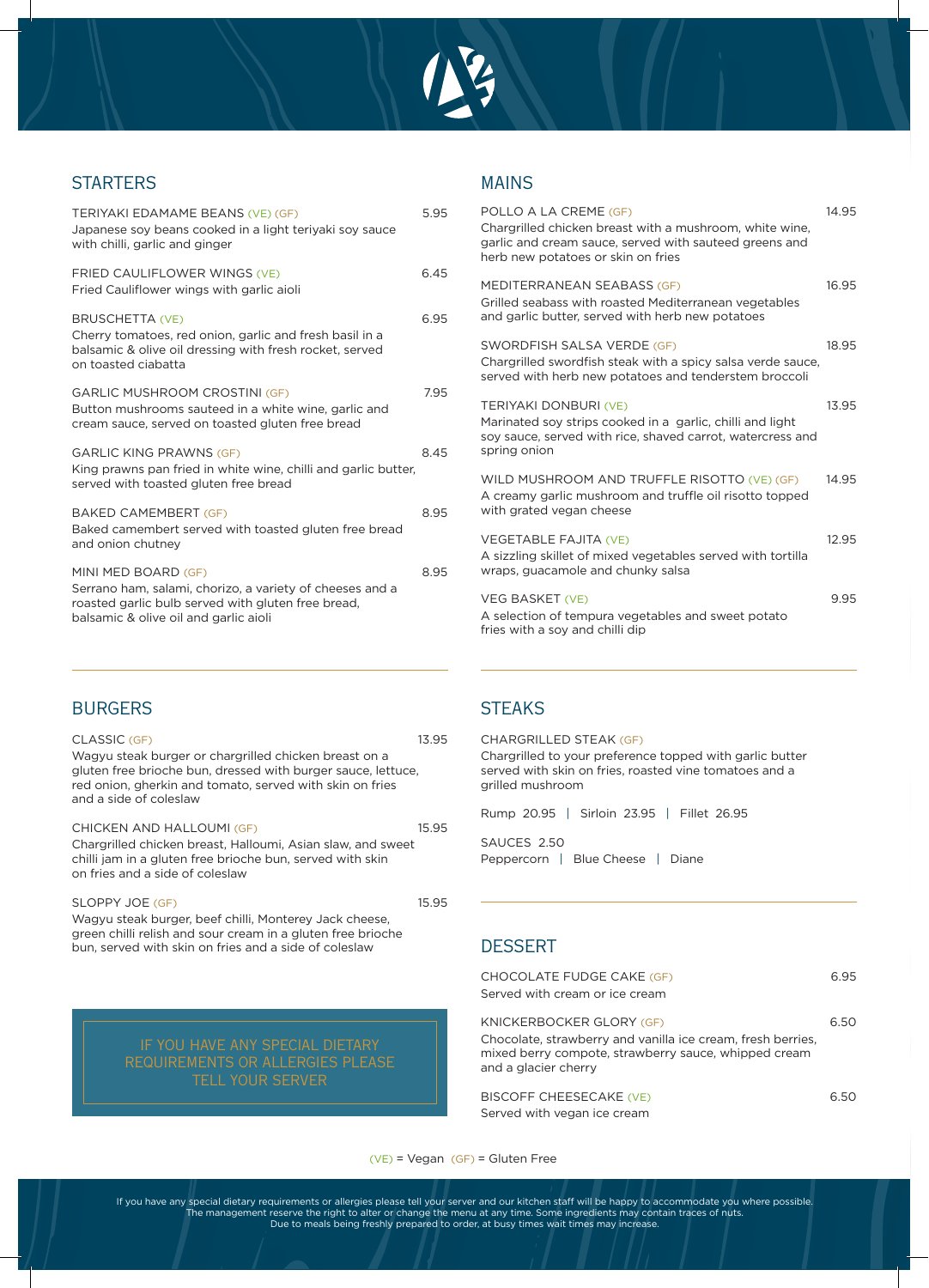## STARTERS

TERIYAKI EDAMAME BEANS (VE) (GF) — 5.95
Japanese soy beans cooked in a light teriyaki soy sauce with chilli, garlic and ginger

FRIED CAULIFLOWER WINGS (VE) — 6.45
Fried Cauliflower wings with garlic aioli

BRUSCHETTA (VE) — 6.95
Cherry tomatoes, red onion, garlic and fresh basil in a balsamic & olive oil dressing with fresh rocket, served on toasted ciabatta

GARLIC MUSHROOM CROSTINI (GF) — 7.95
Button mushrooms sauteed in a white wine, garlic and cream sauce, served on toasted gluten free bread

GARLIC KING PRAWNS (GF) — 8.45
King prawns pan fried in white wine, chilli and garlic butter, served with toasted gluten free bread

BAKED CAMEMBERT (GF) — 8.95
Baked camembert served with toasted gluten free bread and onion chutney

MINI MED BOARD (GF) — 8.95
Serrano ham, salami, chorizo, a variety of cheeses and a roasted garlic bulb served with gluten free bread, balsamic & olive oil and garlic aioli

## MAINS

POLLO A LA CREME (GF) — 14.95
Chargrilled chicken breast with a mushroom, white wine, garlic and cream sauce, served with sauteed greens and herb new potatoes or skin on fries

MEDITERRANEAN SEABASS (GF) — 16.95
Grilled seabass with roasted Mediterranean vegetables and garlic butter, served with herb new potatoes

SWORDFISH SALSA VERDE (GF) — 18.95
Chargrilled swordfish steak with a spicy salsa verde sauce, served with herb new potatoes and tenderstem broccoli

TERIYAKI DONBURI (VE) — 13.95
Marinated soy strips cooked in a garlic, chilli and light soy sauce, served with rice, shaved carrot, watercress and spring onion

WILD MUSHROOM AND TRUFFLE RISOTTO (VE) (GF) — 14.95
A creamy garlic mushroom and truffle oil risotto topped with grated vegan cheese

VEGETABLE FAJITA (VE) — 12.95
A sizzling skillet of mixed vegetables served with tortilla wraps, guacamole and chunky salsa

VEG BASKET (VE) — 9.95
A selection of tempura vegetables and sweet potato fries with a soy and chilli dip

## BURGERS

CLASSIC (GF) — 13.95
Wagyu steak burger or chargrilled chicken breast on a gluten free brioche bun, dressed with burger sauce, lettuce, red onion, gherkin and tomato, served with skin on fries and a side of coleslaw

CHICKEN AND HALLOUMI (GF) — 15.95
Chargrilled chicken breast, Halloumi, Asian slaw, and sweet chilli jam in a gluten free brioche bun, served with skin on fries and a side of coleslaw

SLOPPY JOE (GF) — 15.95
Wagyu steak burger, beef chilli, Monterey Jack cheese, green chilli relish and sour cream in a gluten free brioche bun, served with skin on fries and a side of coleslaw

IF YOU HAVE ANY SPECIAL DIETARY REQUIREMENTS OR ALLERGIES PLEASE TELL YOUR SERVER

## STEAKS

CHARGRILLED STEAK (GF)
Chargrilled to your preference topped with garlic butter served with skin on fries, roasted vine tomatoes and a grilled mushroom

Rump 20.95 | Sirloin 23.95 | Fillet 26.95

SAUCES 2.50
Peppercorn | Blue Cheese | Diane

## DESSERT

CHOCOLATE FUDGE CAKE (GF) — 6.95
Served with cream or ice cream

KNICKERBOCKER GLORY (GF) — 6.50
Chocolate, strawberry and vanilla ice cream, fresh berries, mixed berry compote, strawberry sauce, whipped cream and a glacier cherry

BISCOFF CHEESECAKE (VE) — 6.50
Served with vegan ice cream

(VE) = Vegan (GF) = Gluten Free

If you have any special dietary requirements or allergies please tell your server and our kitchen staff will be happy to accommodate you where possible.
The management reserve the right to alter or change the menu at any time. Some ingredients may contain traces of nuts.
Due to meals being freshly prepared to order, at busy times wait times may increase.